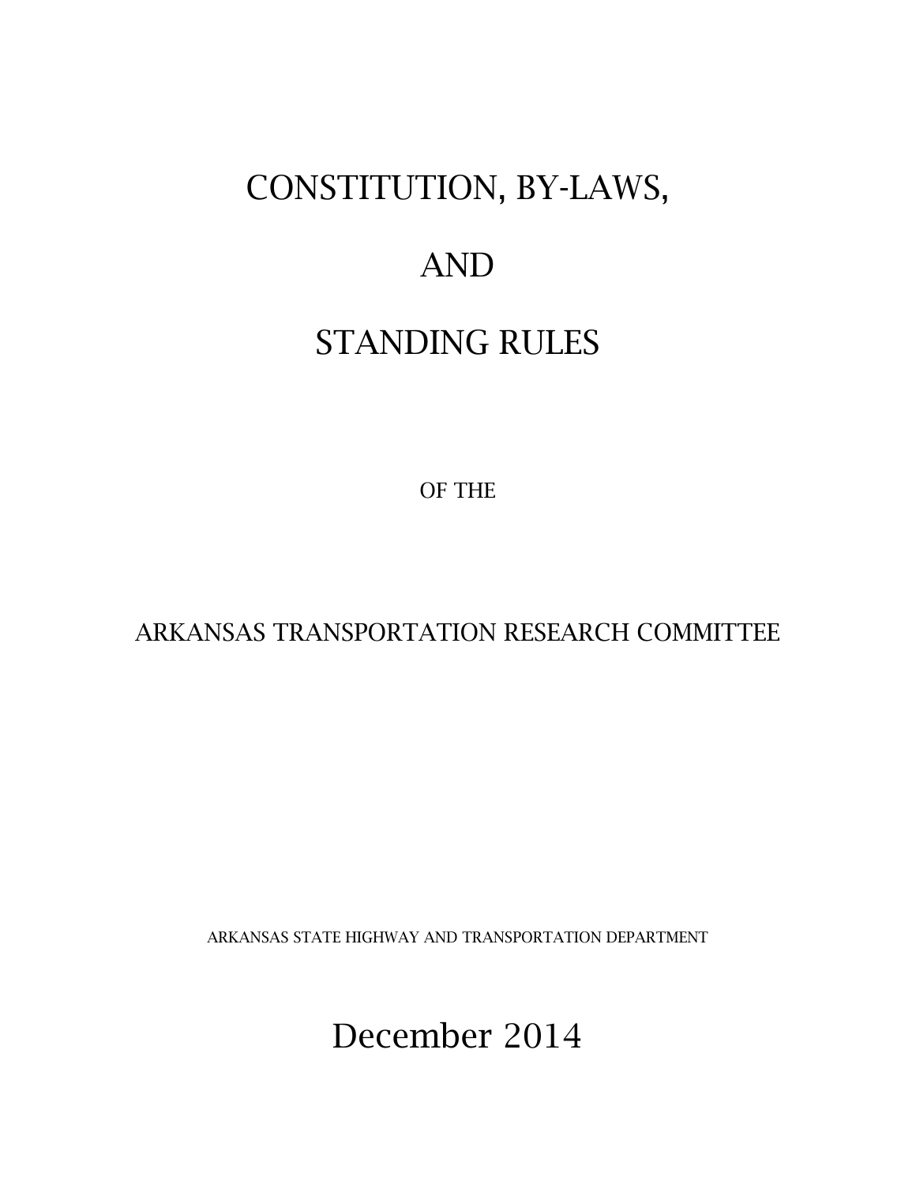# CONSTITUTION, BY-LAWS,

# AND

# STANDING RULES

OF THE

ARKANSAS TRANSPORTATION RESEARCH COMMITTEE

ARKANSAS STATE HIGHWAY AND TRANSPORTATION DEPARTMENT

December 2014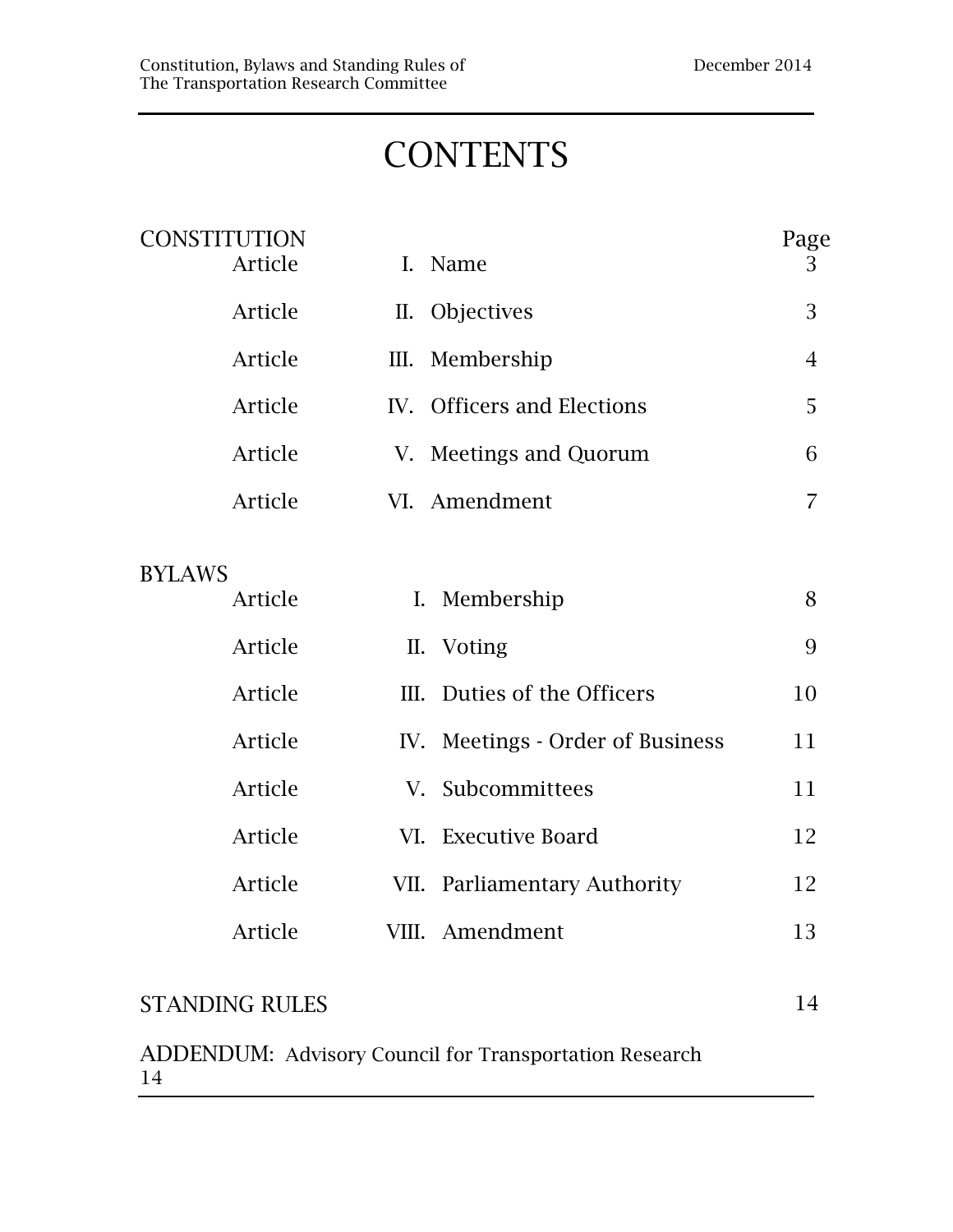# CONTENTS

| CONSTITUTION | | | Page |
|---|---|---|---|
| Article | I. | Name | 3 |
| Article | II. | Objectives | 3 |
| Article | III. | Membership | 4 |
| Article | IV. | Officers and Elections | 5 |
| Article | V. | Meetings and Quorum | 6 |
| Article | VI. | Amendment | 7 |

| BYLAWS | | | |
|---|---|---|---|
| Article | I. | Membership | 8 |
| Article | II. | Voting | 9 |
| Article | III. | Duties of the Officers | 10 |
| Article | IV. | Meetings - Order of Business | 11 |
| Article | V. | Subcommittees | 11 |
| Article | VI. | Executive Board | 12 |
| Article | VII. | Parliamentary Authority | 12 |
| Article | VIII. | Amendment | 13 |

STANDING RULES 14

ADDENDUM: Advisory Council for Transportation Research 14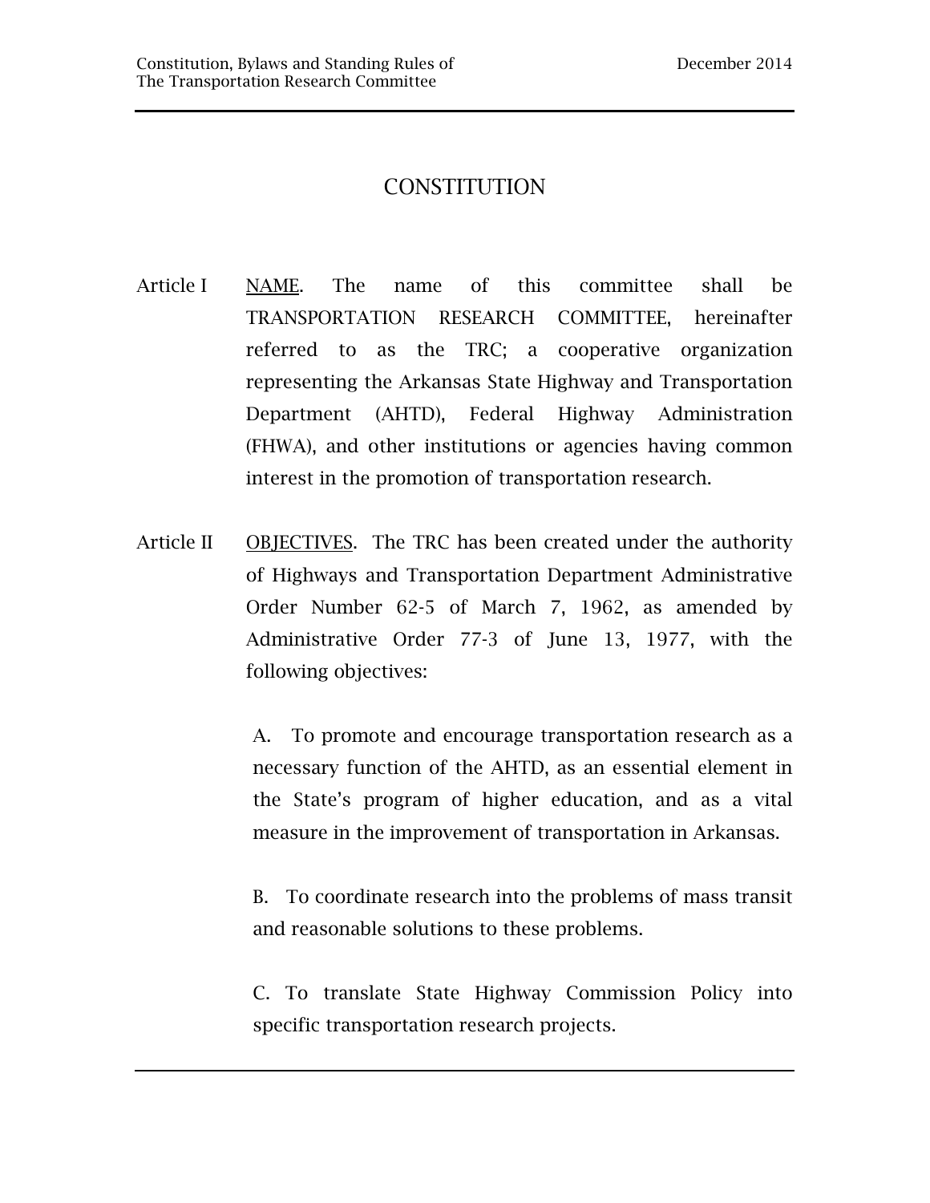# CONSTITUTION

Article I <u>NAME</u>. The name of this committee shall be TRANSPORTATION RESEARCH COMMITTEE, hereinafter referred to as the TRC; a cooperative organization representing the Arkansas State Highway and Transportation Department (AHTD), Federal Highway Administration (FHWA), and other institutions or agencies having common interest in the promotion of transportation research.

Article II <u>OBJECTIVES</u>. The TRC has been created under the authority of Highways and Transportation Department Administrative Order Number 62-5 of March 7, 1962, as amended by Administrative Order 77-3 of June 13, 1977, with the following objectives:

A. To promote and encourage transportation research as a necessary function of the AHTD, as an essential element in the State's program of higher education, and as a vital measure in the improvement of transportation in Arkansas.

B. To coordinate research into the problems of mass transit and reasonable solutions to these problems.

C. To translate State Highway Commission Policy into specific transportation research projects.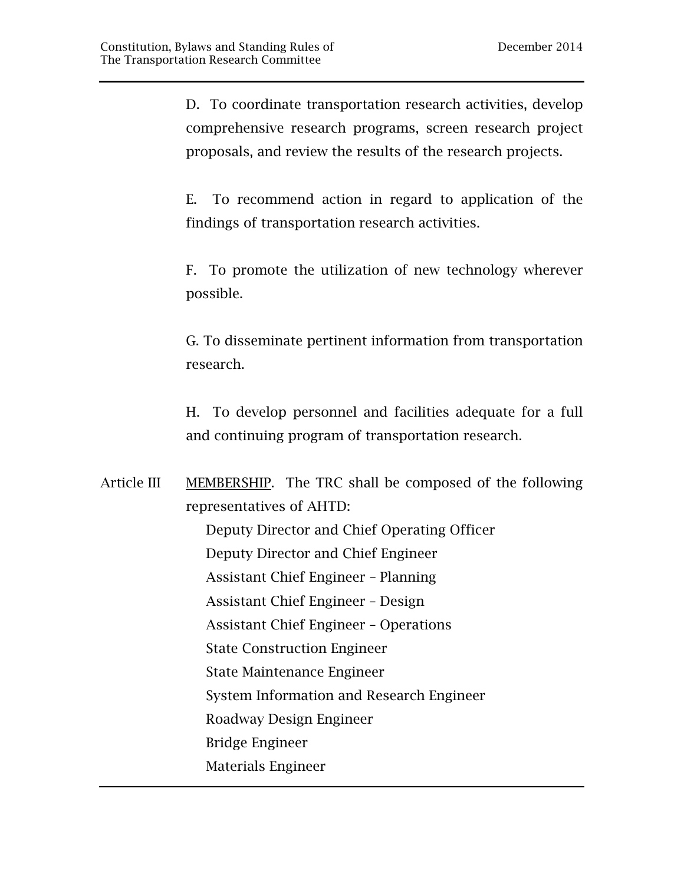D. To coordinate transportation research activities, develop comprehensive research programs, screen research project proposals, and review the results of the research projects.

E. To recommend action in regard to application of the findings of transportation research activities.

F. To promote the utilization of new technology wherever possible.

G. To disseminate pertinent information from transportation research.

H. To develop personnel and facilities adequate for a full and continuing program of transportation research.

Article III MEMBERSHIP. The TRC shall be composed of the following representatives of AHTD:

- Deputy Director and Chief Operating Officer
- Deputy Director and Chief Engineer
- Assistant Chief Engineer – Planning
- Assistant Chief Engineer – Design
- Assistant Chief Engineer – Operations
- State Construction Engineer
- State Maintenance Engineer
- System Information and Research Engineer
- Roadway Design Engineer
- Bridge Engineer
- Materials Engineer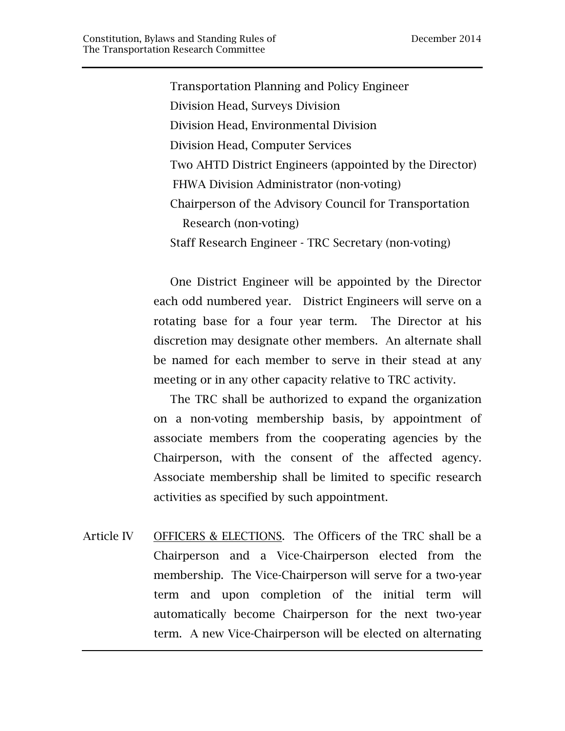Transportation Planning and Policy Engineer
Division Head, Surveys Division
Division Head, Environmental Division
Division Head, Computer Services
Two AHTD District Engineers (appointed by the Director)
FHWA Division Administrator (non-voting)
Chairperson of the Advisory Council for Transportation Research (non-voting)
Staff Research Engineer - TRC Secretary (non-voting)

One District Engineer will be appointed by the Director each odd numbered year. District Engineers will serve on a rotating base for a four year term. The Director at his discretion may designate other members. An alternate shall be named for each member to serve in their stead at any meeting or in any other capacity relative to TRC activity.

The TRC shall be authorized to expand the organization on a non-voting membership basis, by appointment of associate members from the cooperating agencies by the Chairperson, with the consent of the affected agency. Associate membership shall be limited to specific research activities as specified by such appointment.

Article IV OFFICERS & ELECTIONS. The Officers of the TRC shall be a Chairperson and a Vice-Chairperson elected from the membership. The Vice-Chairperson will serve for a two-year term and upon completion of the initial term will automatically become Chairperson for the next two-year term. A new Vice-Chairperson will be elected on alternating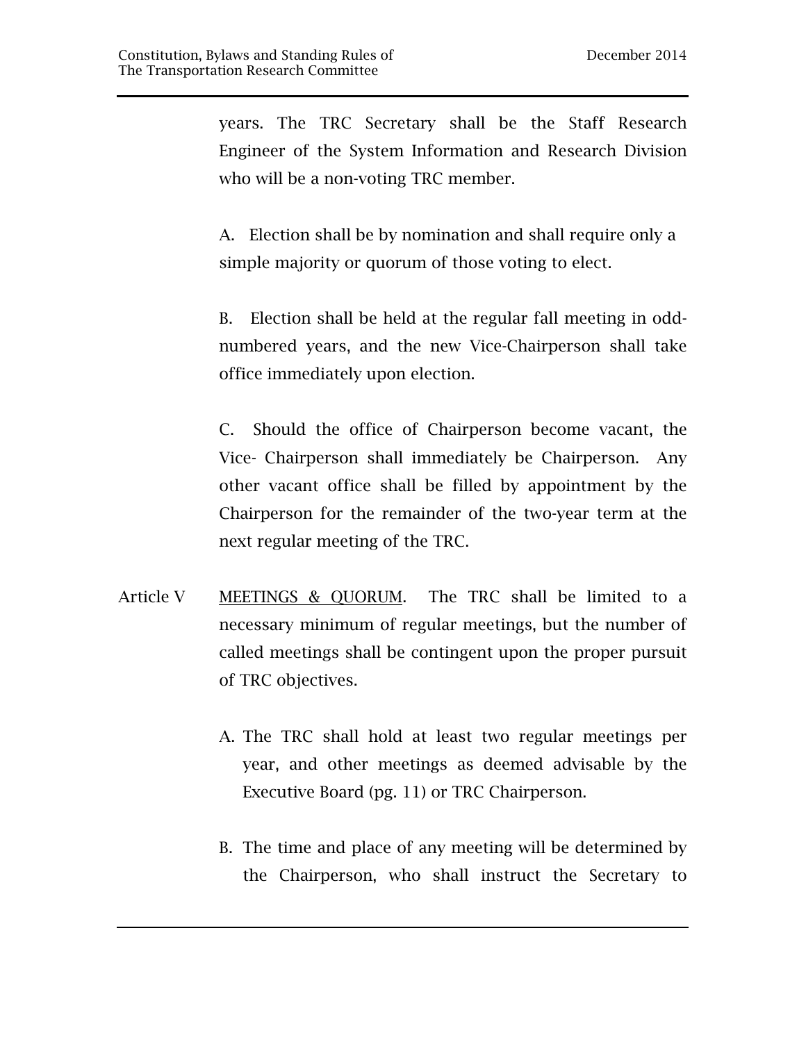years. The TRC Secretary shall be the Staff Research Engineer of the System Information and Research Division who will be a non-voting TRC member.

A. Election shall be by nomination and shall require only a simple majority or quorum of those voting to elect.

B. Election shall be held at the regular fall meeting in odd-numbered years, and the new Vice-Chairperson shall take office immediately upon election.

C. Should the office of Chairperson become vacant, the Vice- Chairperson shall immediately be Chairperson. Any other vacant office shall be filled by appointment by the Chairperson for the remainder of the two-year term at the next regular meeting of the TRC.

Article V MEETINGS & QUORUM. The TRC shall be limited to a necessary minimum of regular meetings, but the number of called meetings shall be contingent upon the proper pursuit of TRC objectives.

A. The TRC shall hold at least two regular meetings per year, and other meetings as deemed advisable by the Executive Board (pg. 11) or TRC Chairperson.

B. The time and place of any meeting will be determined by the Chairperson, who shall instruct the Secretary to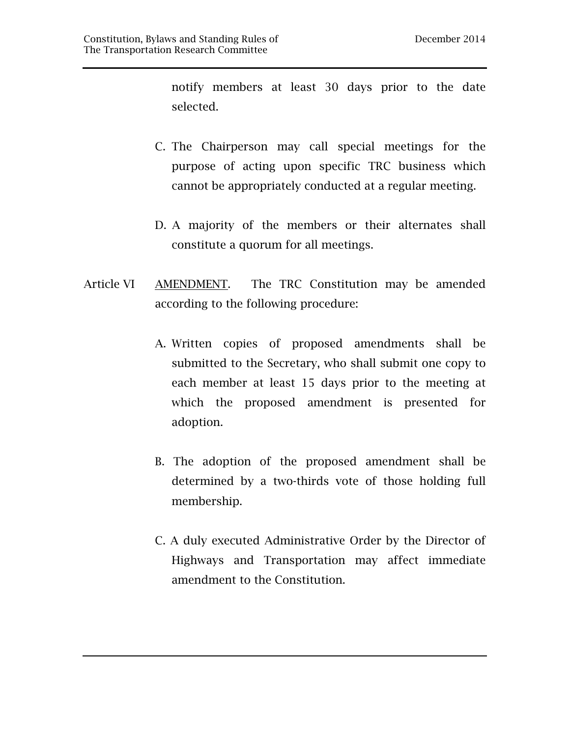notify members at least 30 days prior to the date selected.

C. The Chairperson may call special meetings for the purpose of acting upon specific TRC business which cannot be appropriately conducted at a regular meeting.

D. A majority of the members or their alternates shall constitute a quorum for all meetings.

Article VI AMENDMENT. The TRC Constitution may be amended according to the following procedure:

A. Written copies of proposed amendments shall be submitted to the Secretary, who shall submit one copy to each member at least 15 days prior to the meeting at which the proposed amendment is presented for adoption.

B. The adoption of the proposed amendment shall be determined by a two-thirds vote of those holding full membership.

C. A duly executed Administrative Order by the Director of Highways and Transportation may affect immediate amendment to the Constitution.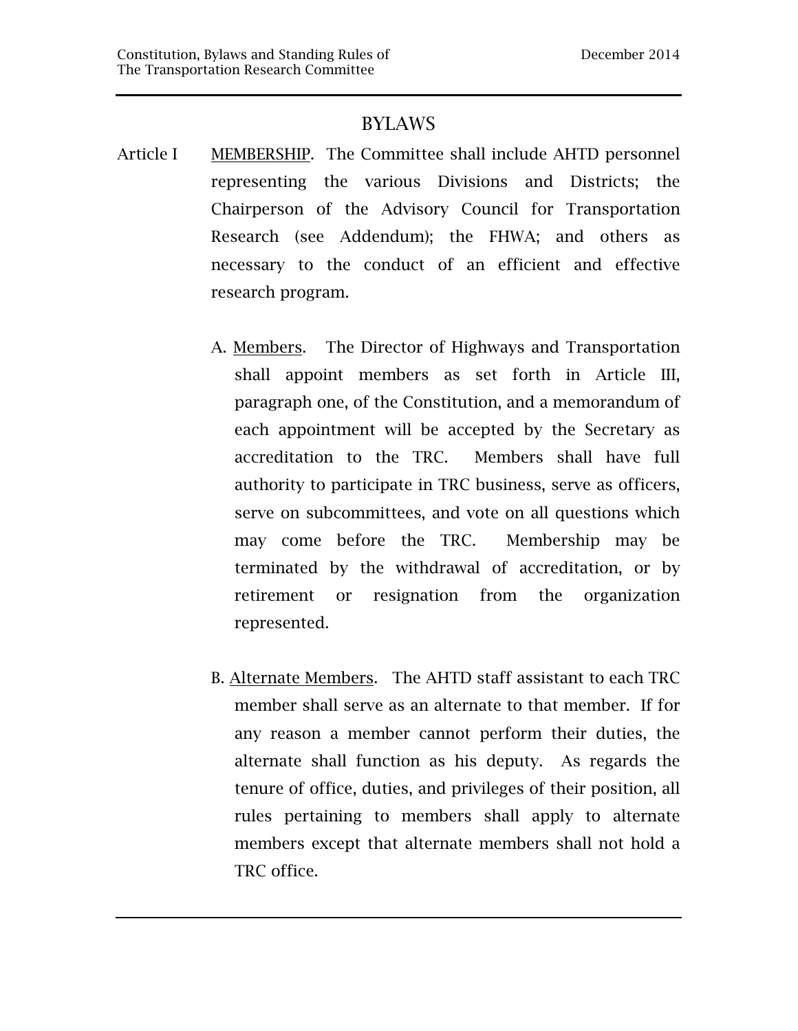# BYLAWS

Article I MEMBERSHIP. The Committee shall include AHTD personnel representing the various Divisions and Districts; the Chairperson of the Advisory Council for Transportation Research (see Addendum); the FHWA; and others as necessary to the conduct of an efficient and effective research program.

A. Members. The Director of Highways and Transportation shall appoint members as set forth in Article III, paragraph one, of the Constitution, and a memorandum of each appointment will be accepted by the Secretary as accreditation to the TRC. Members shall have full authority to participate in TRC business, serve as officers, serve on subcommittees, and vote on all questions which may come before the TRC. Membership may be terminated by the withdrawal of accreditation, or by retirement or resignation from the organization represented.

B. Alternate Members. The AHTD staff assistant to each TRC member shall serve as an alternate to that member. If for any reason a member cannot perform their duties, the alternate shall function as his deputy. As regards the tenure of office, duties, and privileges of their position, all rules pertaining to members shall apply to alternate members except that alternate members shall not hold a TRC office.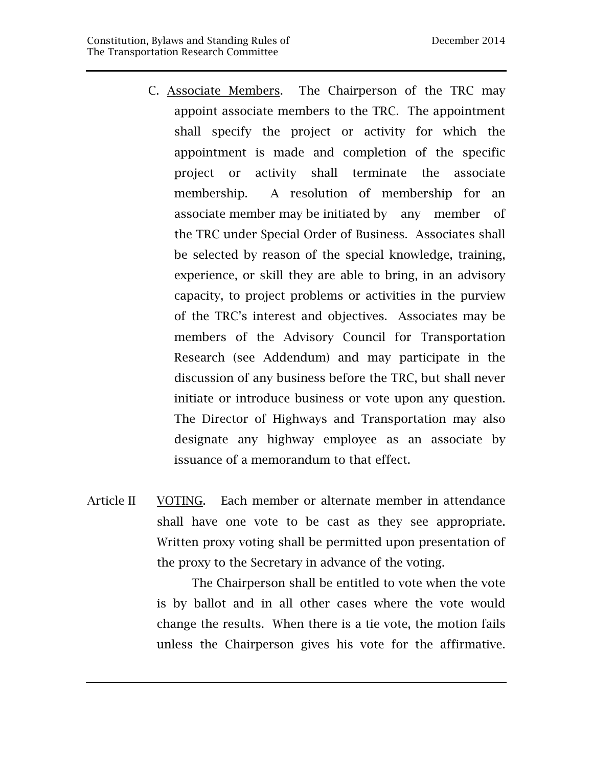C. <u>Associate Members</u>. The Chairperson of the TRC may appoint associate members to the TRC. The appointment shall specify the project or activity for which the appointment is made and completion of the specific project or activity shall terminate the associate membership. A resolution of membership for an associate member may be initiated by any member of the TRC under Special Order of Business. Associates shall be selected by reason of the special knowledge, training, experience, or skill they are able to bring, in an advisory capacity, to project problems or activities in the purview of the TRC's interest and objectives. Associates may be members of the Advisory Council for Transportation Research (see Addendum) and may participate in the discussion of any business before the TRC, but shall never initiate or introduce business or vote upon any question. The Director of Highways and Transportation may also designate any highway employee as an associate by issuance of a memorandum to that effect.

Article II <u>VOTING</u>. Each member or alternate member in attendance shall have one vote to be cast as they see appropriate. Written proxy voting shall be permitted upon presentation of the proxy to the Secretary in advance of the voting.

The Chairperson shall be entitled to vote when the vote is by ballot and in all other cases where the vote would change the results. When there is a tie vote, the motion fails unless the Chairperson gives his vote for the affirmative.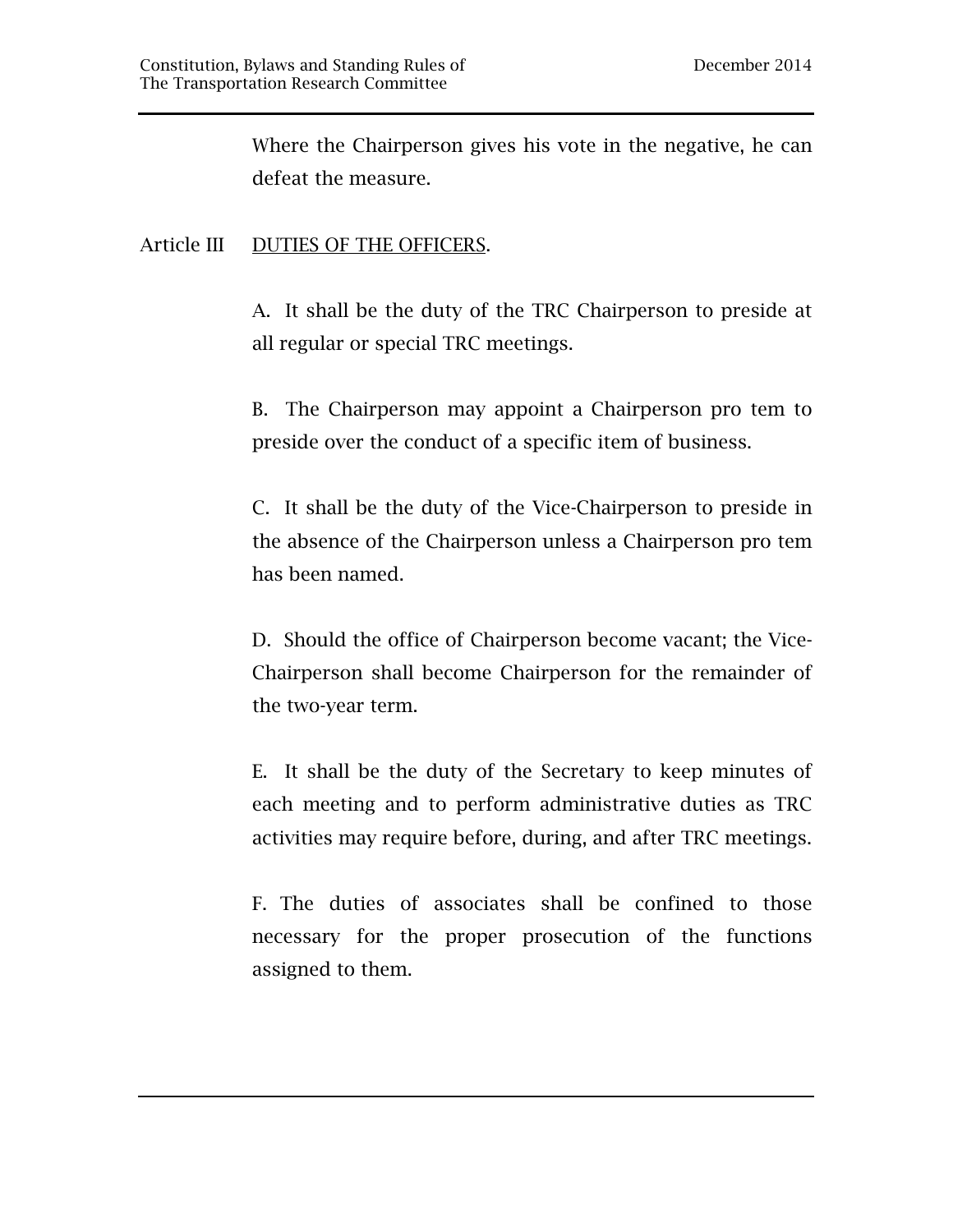Where the Chairperson gives his vote in the negative, he can defeat the measure.

## Article III DUTIES OF THE OFFICERS.

A. It shall be the duty of the TRC Chairperson to preside at all regular or special TRC meetings.

B. The Chairperson may appoint a Chairperson pro tem to preside over the conduct of a specific item of business.

C. It shall be the duty of the Vice-Chairperson to preside in the absence of the Chairperson unless a Chairperson pro tem has been named.

D. Should the office of Chairperson become vacant; the Vice-Chairperson shall become Chairperson for the remainder of the two-year term.

E. It shall be the duty of the Secretary to keep minutes of each meeting and to perform administrative duties as TRC activities may require before, during, and after TRC meetings.

F. The duties of associates shall be confined to those necessary for the proper prosecution of the functions assigned to them.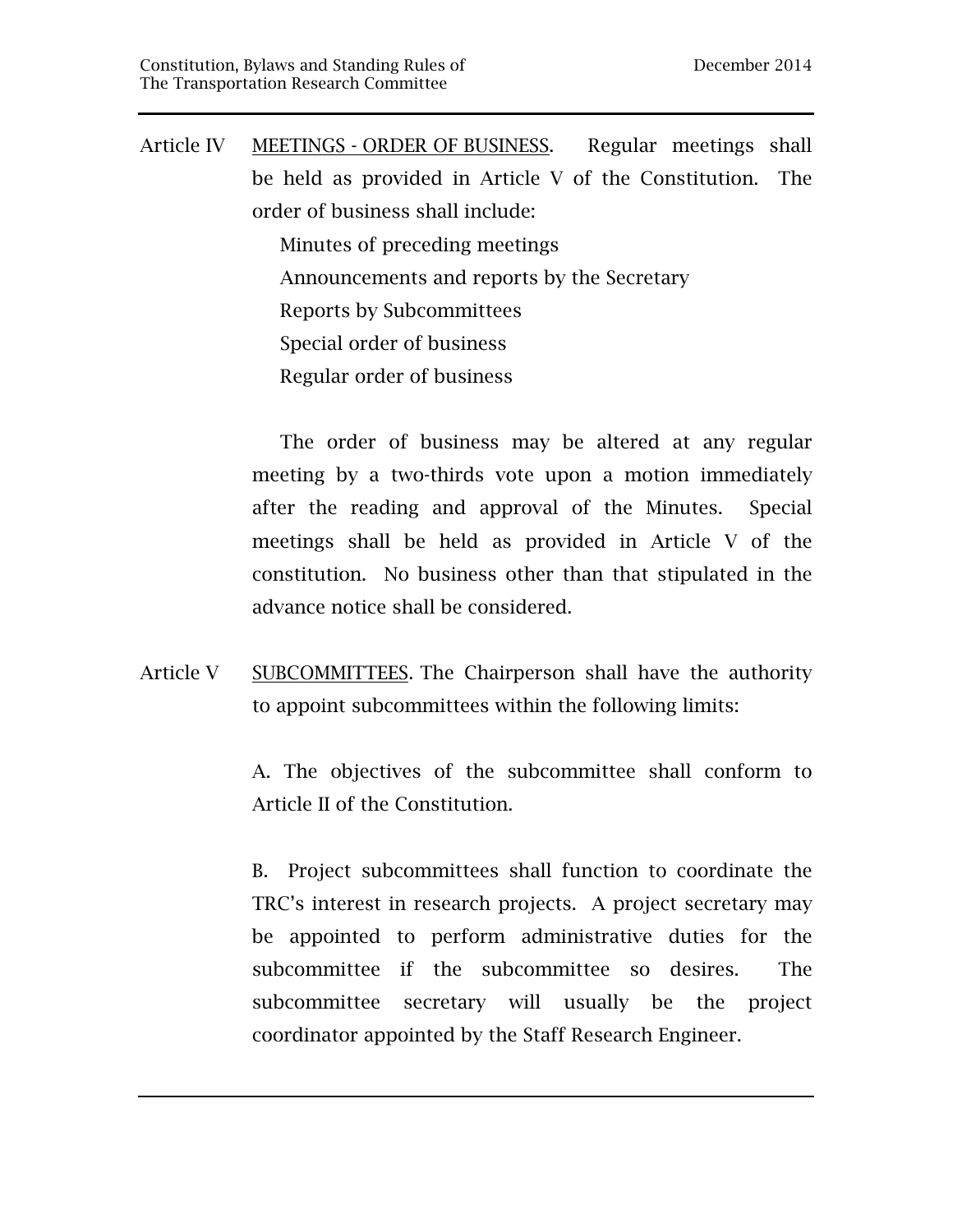Article IV **MEETINGS - ORDER OF BUSINESS**. Regular meetings shall be held as provided in Article V of the Constitution. The order of business shall include:

- Minutes of preceding meetings
- Announcements and reports by the Secretary
- Reports by Subcommittees
- Special order of business
- Regular order of business

The order of business may be altered at any regular meeting by a two-thirds vote upon a motion immediately after the reading and approval of the Minutes. Special meetings shall be held as provided in Article V of the constitution. No business other than that stipulated in the advance notice shall be considered.

Article V **SUBCOMMITTEES**. The Chairperson shall have the authority to appoint subcommittees within the following limits:

A. The objectives of the subcommittee shall conform to Article II of the Constitution.

B. Project subcommittees shall function to coordinate the TRC's interest in research projects. A project secretary may be appointed to perform administrative duties for the subcommittee if the subcommittee so desires. The subcommittee secretary will usually be the project coordinator appointed by the Staff Research Engineer.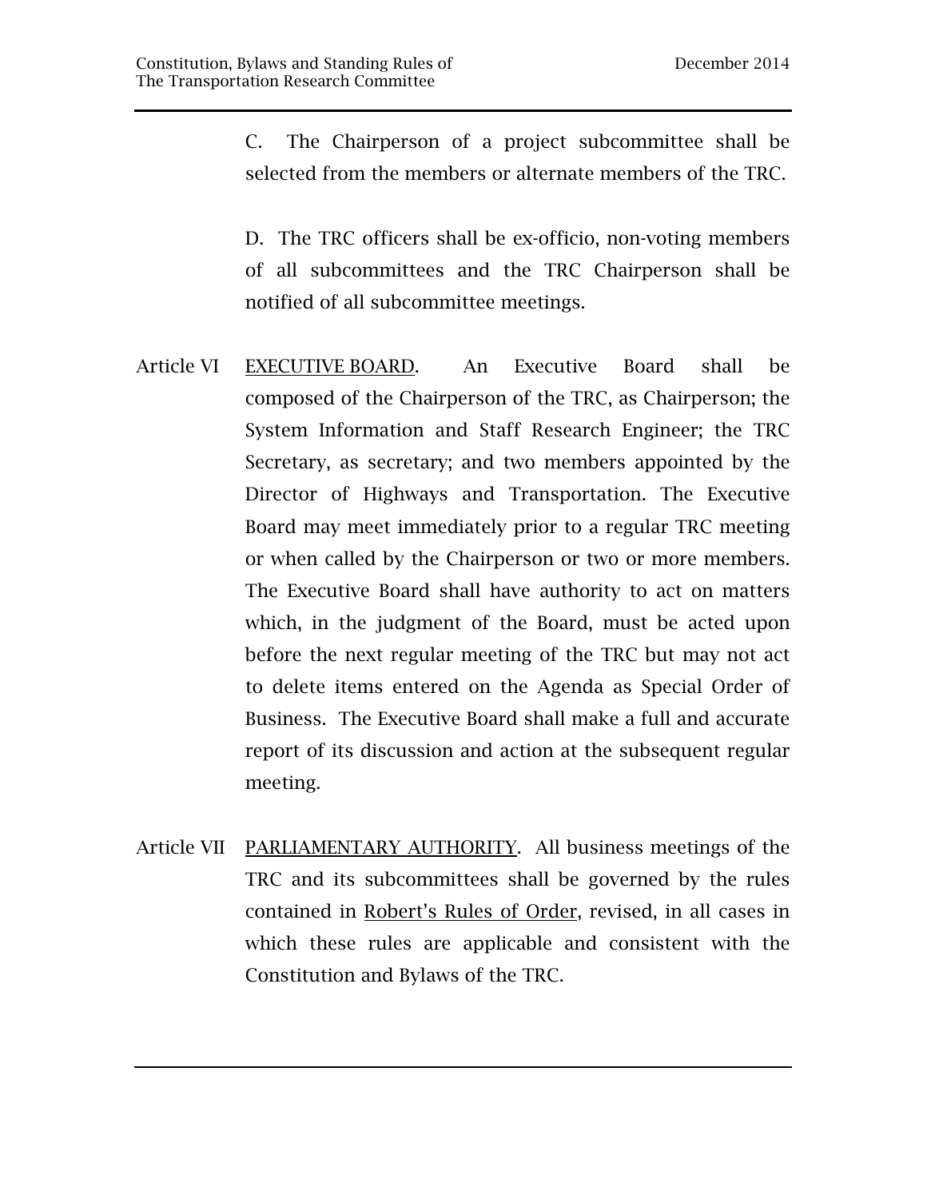C. The Chairperson of a project subcommittee shall be selected from the members or alternate members of the TRC.

D. The TRC officers shall be ex-officio, non-voting members of all subcommittees and the TRC Chairperson shall be notified of all subcommittee meetings.

Article VI EXECUTIVE BOARD. An Executive Board shall be composed of the Chairperson of the TRC, as Chairperson; the System Information and Staff Research Engineer; the TRC Secretary, as secretary; and two members appointed by the Director of Highways and Transportation. The Executive Board may meet immediately prior to a regular TRC meeting or when called by the Chairperson or two or more members. The Executive Board shall have authority to act on matters which, in the judgment of the Board, must be acted upon before the next regular meeting of the TRC but may not act to delete items entered on the Agenda as Special Order of Business. The Executive Board shall make a full and accurate report of its discussion and action at the subsequent regular meeting.

Article VII PARLIAMENTARY AUTHORITY. All business meetings of the TRC and its subcommittees shall be governed by the rules contained in Robert's Rules of Order, revised, in all cases in which these rules are applicable and consistent with the Constitution and Bylaws of the TRC.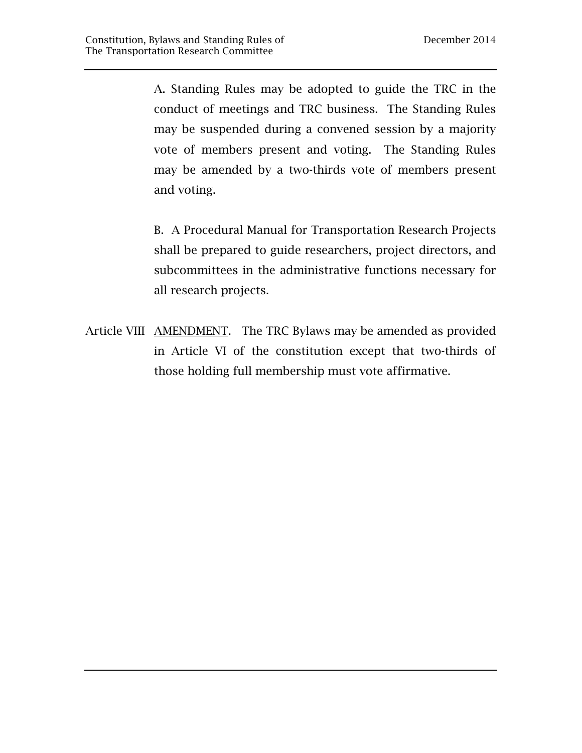A. Standing Rules may be adopted to guide the TRC in the conduct of meetings and TRC business. The Standing Rules may be suspended during a convened session by a majority vote of members present and voting. The Standing Rules may be amended by a two-thirds vote of members present and voting.

B. A Procedural Manual for Transportation Research Projects shall be prepared to guide researchers, project directors, and subcommittees in the administrative functions necessary for all research projects.

Article VIII <u>AMENDMENT</u>. The TRC Bylaws may be amended as provided in Article VI of the constitution except that two-thirds of those holding full membership must vote affirmative.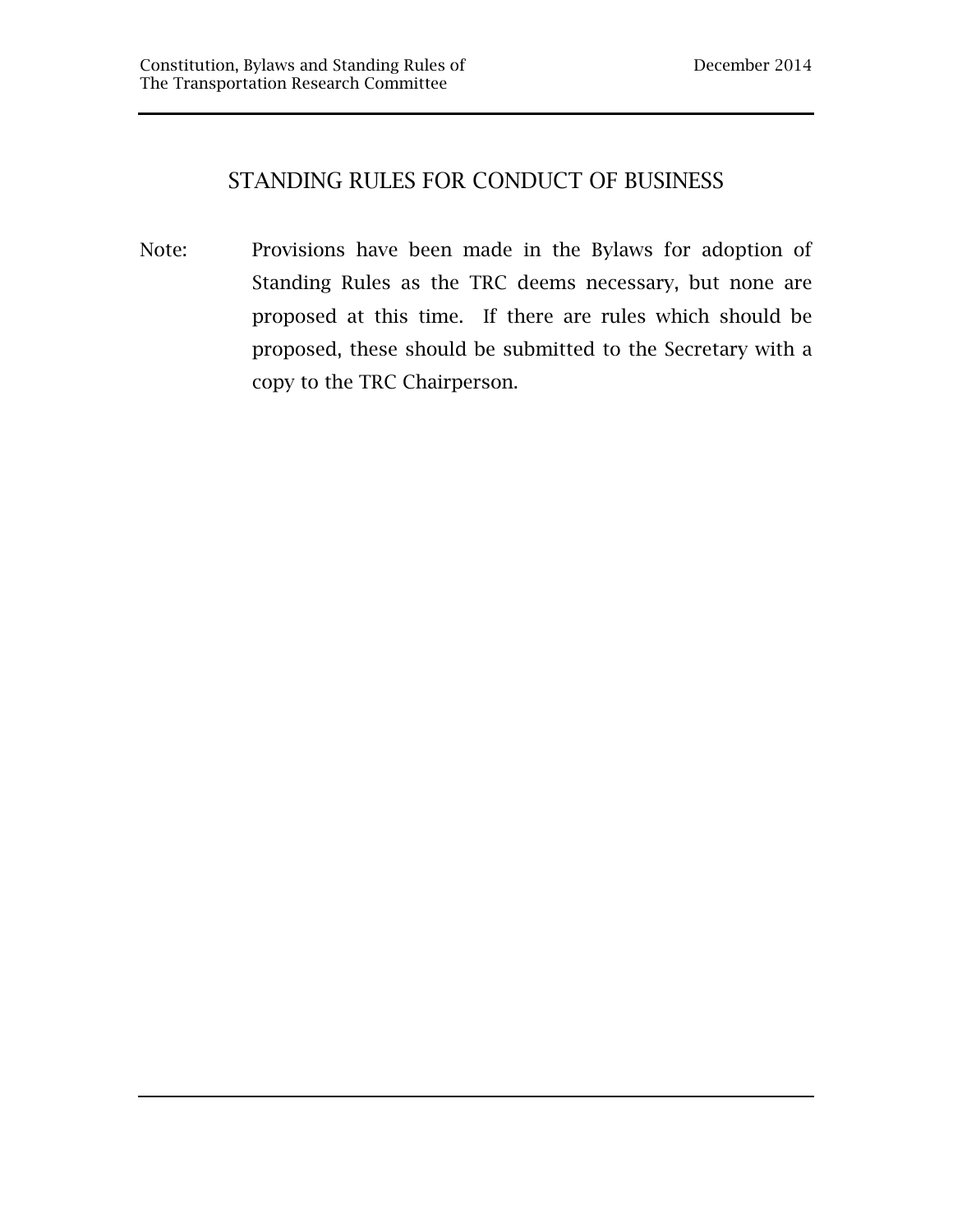# STANDING RULES FOR CONDUCT OF BUSINESS

Note: Provisions have been made in the Bylaws for adoption of Standing Rules as the TRC deems necessary, but none are proposed at this time. If there are rules which should be proposed, these should be submitted to the Secretary with a copy to the TRC Chairperson.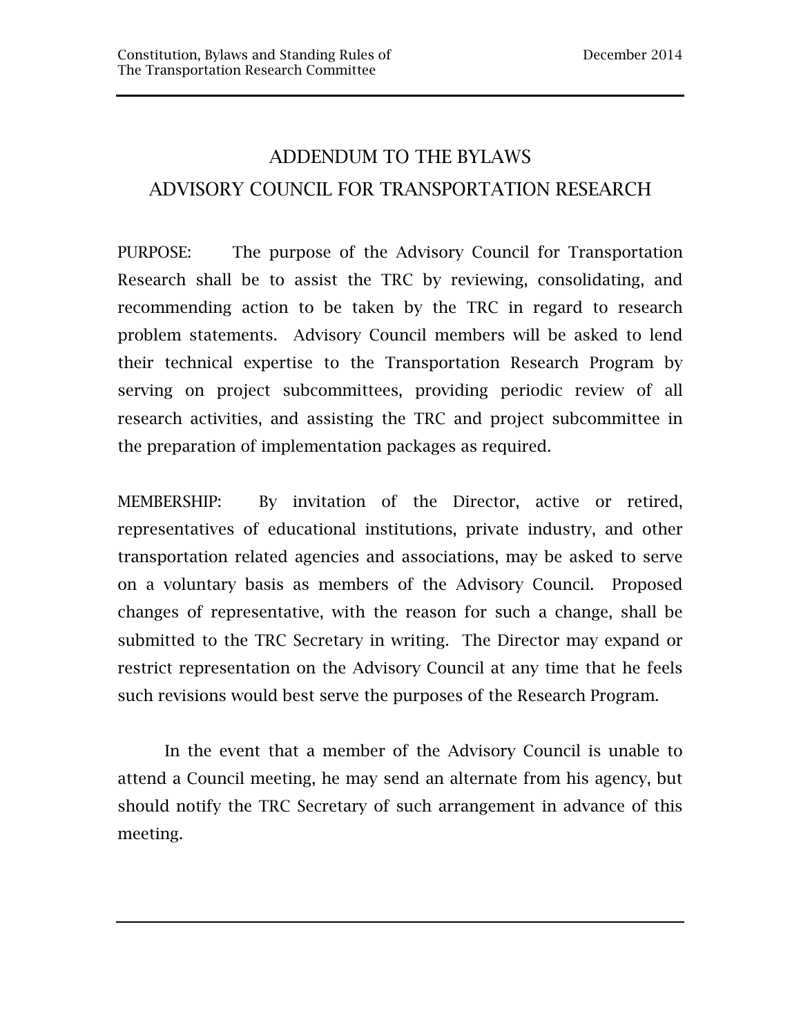# ADDENDUM TO THE BYLAWS
# ADVISORY COUNCIL FOR TRANSPORTATION RESEARCH

PURPOSE: The purpose of the Advisory Council for Transportation Research shall be to assist the TRC by reviewing, consolidating, and recommending action to be taken by the TRC in regard to research problem statements. Advisory Council members will be asked to lend their technical expertise to the Transportation Research Program by serving on project subcommittees, providing periodic review of all research activities, and assisting the TRC and project subcommittee in the preparation of implementation packages as required.

MEMBERSHIP: By invitation of the Director, active or retired, representatives of educational institutions, private industry, and other transportation related agencies and associations, may be asked to serve on a voluntary basis as members of the Advisory Council. Proposed changes of representative, with the reason for such a change, shall be submitted to the TRC Secretary in writing. The Director may expand or restrict representation on the Advisory Council at any time that he feels such revisions would best serve the purposes of the Research Program.

In the event that a member of the Advisory Council is unable to attend a Council meeting, he may send an alternate from his agency, but should notify the TRC Secretary of such arrangement in advance of this meeting.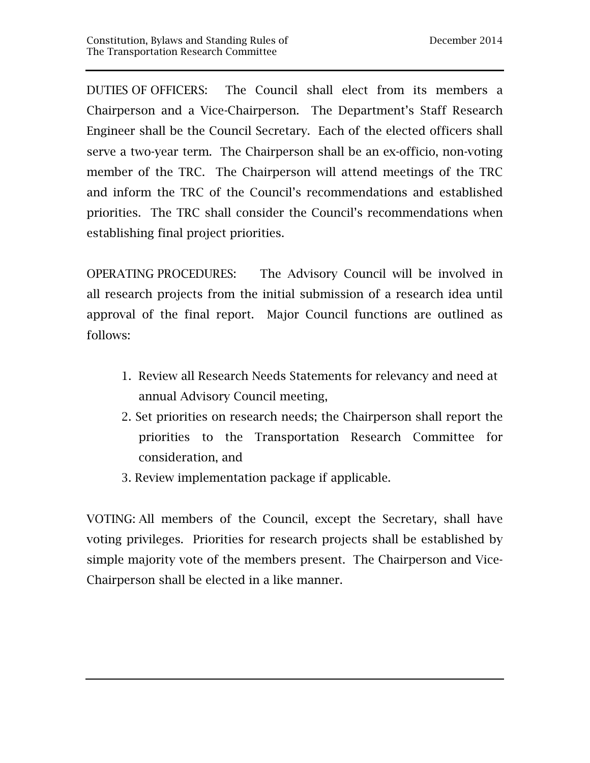DUTIES OF OFFICERS: The Council shall elect from its members a Chairperson and a Vice-Chairperson. The Department's Staff Research Engineer shall be the Council Secretary. Each of the elected officers shall serve a two-year term. The Chairperson shall be an ex-officio, non-voting member of the TRC. The Chairperson will attend meetings of the TRC and inform the TRC of the Council's recommendations and established priorities. The TRC shall consider the Council's recommendations when establishing final project priorities.

OPERATING PROCEDURES: The Advisory Council will be involved in all research projects from the initial submission of a research idea until approval of the final report. Major Council functions are outlined as follows:

1. Review all Research Needs Statements for relevancy and need at annual Advisory Council meeting,
2. Set priorities on research needs; the Chairperson shall report the priorities to the Transportation Research Committee for consideration, and
3. Review implementation package if applicable.

VOTING: All members of the Council, except the Secretary, shall have voting privileges. Priorities for research projects shall be established by simple majority vote of the members present. The Chairperson and Vice-Chairperson shall be elected in a like manner.